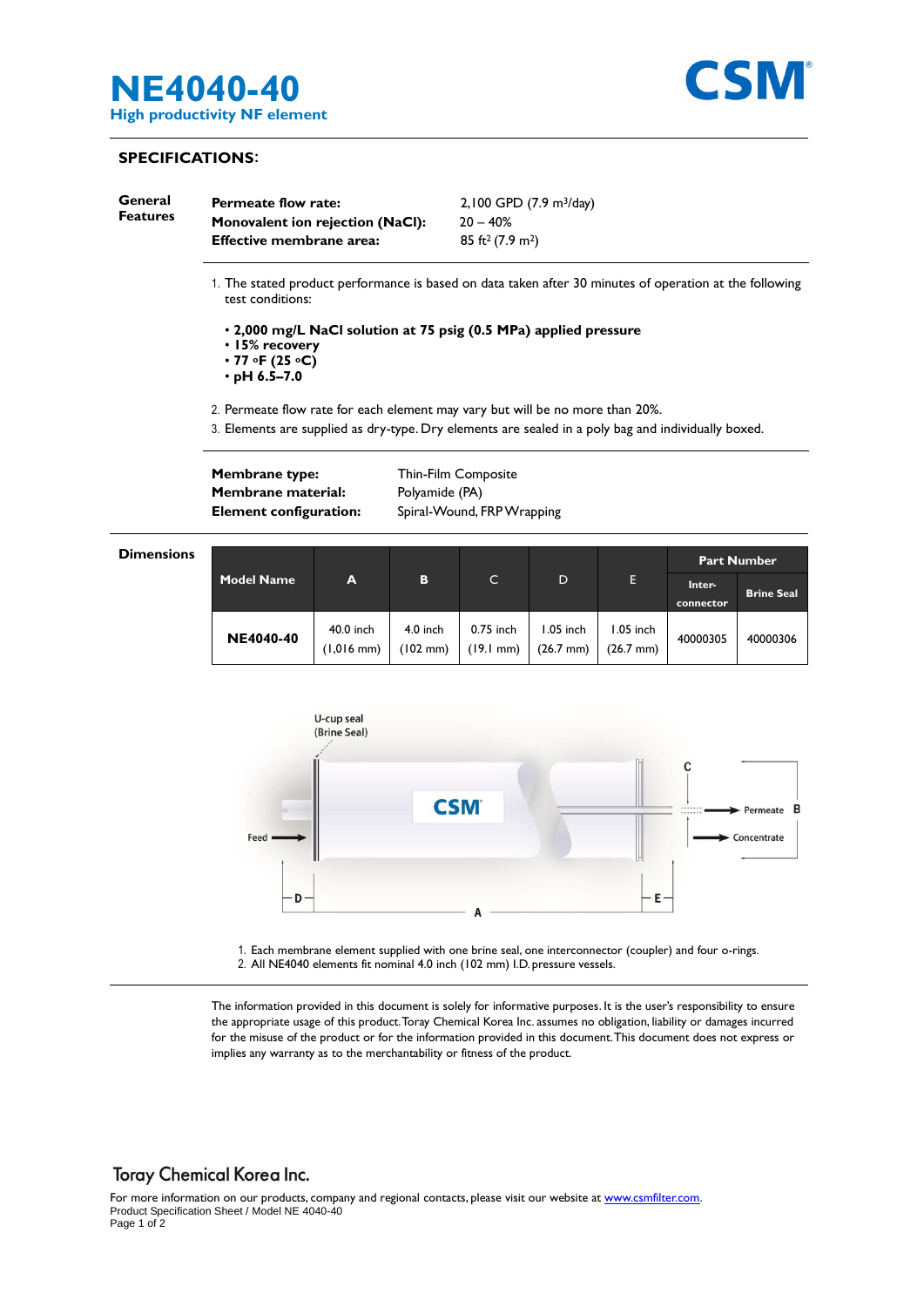# NE4040-40

**High productivity NF element**

CSM®

## SPECIFICATIONS:

**General Features**

| | |
|---|---|
| **Permeate flow rate:** | 2,100 GPD (7.9 $m^3$/day) |
| **Monovalent ion rejection (NaCl):** | 20 – 40% |
| **Effective membrane area:** | 85 $ft^2$ (7.9 $m^2$) |

1. The stated product performance is based on data taken after 30 minutes of operation at the following test conditions:

   - **2,000 mg/L NaCl solution at 75 psig (0.5 MPa) applied pressure**
   - **15% recovery**
   - **77 °F (25 °C)**
   - **pH 6.5–7.0**

2. Permeate flow rate for each element may vary but will be no more than 20%.
3. Elements are supplied as dry-type. Dry elements are sealed in a poly bag and individually boxed.

| | |
|---|---|
| **Membrane type:** | Thin-Film Composite |
| **Membrane material:** | Polyamide (PA) |
| **Element configuration:** | Spiral-Wound, FRP Wrapping |

**Dimensions**

| Model Name | A | B | C | D | E | Part Number | |
|---|---|---|---|---|---|---|---|
| | | | | | | Inter-connector | Brine Seal |
| **NE4040-40** | 40.0 inch (1,016 mm) | 4.0 inch (102 mm) | 0.75 inch (19.1 mm) | 1.05 inch (26.7 mm) | 1.05 inch (26.7 mm) | 40000305 | 40000306 |

U-cup seal (Brine Seal)

Feed, Permeate, Concentrate, A, B, C, D, E

1. Each membrane element supplied with one brine seal, one interconnector (coupler) and four o-rings.
2. All NE4040 elements fit nominal 4.0 inch (102 mm) I.D. pressure vessels.

The information provided in this document is solely for informative purposes. It is the user's responsibility to ensure the appropriate usage of this product. Toray Chemical Korea Inc. assumes no obligation, liability or damages incurred for the misuse of the product or for the information provided in this document. This document does not express or implies any warranty as to the merchantability or fitness of the product.

Toray Chemical Korea Inc.

For more information on our products, company and regional contacts, please visit our website at www.csmfilter.com.

Product Specification Sheet / Model NE 4040-40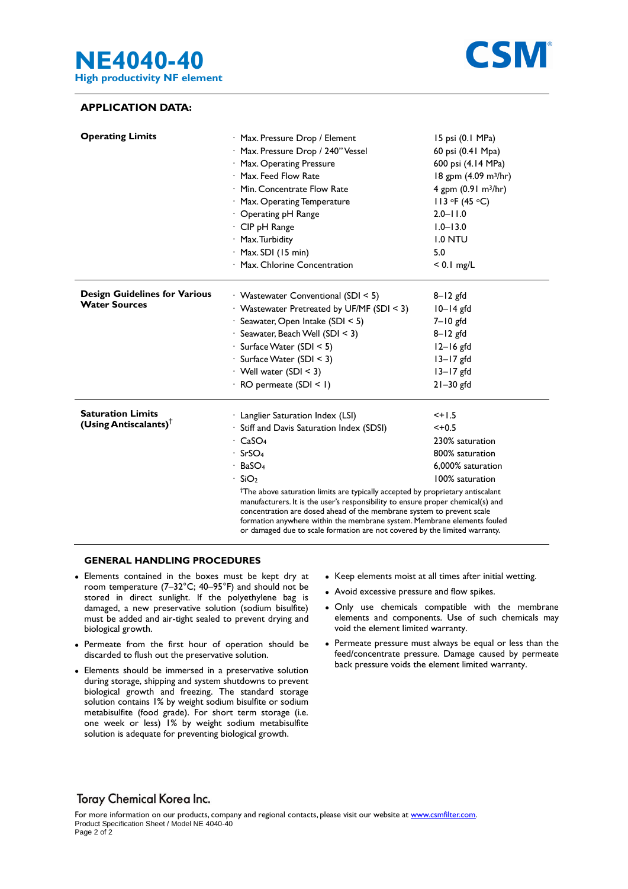# NE4040-40

**High productivity NF element**

CSM

### APPLICATION DATA:

| | | |
|---|---|---|
| **Operating Limits** | · Max. Pressure Drop / Element | 15 psi (0.1 MPa) |
| | · Max. Pressure Drop / 240" Vessel | 60 psi (0.41 Mpa) |
| | · Max. Operating Pressure | 600 psi (4.14 MPa) |
| | · Max. Feed Flow Rate | 18 gpm (4.09 $m^3$/hr) |
| | · Min. Concentrate Flow Rate | 4 gpm (0.91 $m^3$/hr) |
| | · Max. Operating Temperature | 113 °F (45 °C) |
| | · Operating pH Range | 2.0–11.0 |
| | · CIP pH Range | 1.0–13.0 |
| | · Max. Turbidity | 1.0 NTU |
| | · Max. SDI (15 min) | 5.0 |
| | · Max. Chlorine Concentration | < 0.1 mg/L |
| **Design Guidelines for Various Water Sources** | · Wastewater Conventional (SDI < 5) | 8–12 gfd |
| | · Wastewater Pretreated by UF/MF (SDI < 3) | 10–14 gfd |
| | · Seawater, Open Intake (SDI < 5) | 7–10 gfd |
| | · Seawater, Beach Well (SDI < 3) | 8–12 gfd |
| | · Surface Water (SDI < 5) | 12–16 gfd |
| | · Surface Water (SDI < 3) | 13–17 gfd |
| | · Well water (SDI < 3) | 13–17 gfd |
| | · RO permeate (SDI < 1) | 21–30 gfd |
| **Saturation Limits (Using Antiscalants)**† | · Langlier Saturation Index (LSI) | <+1.5 |
| | · Stiff and Davis Saturation Index (SDSI) | <+0.5 |
| | · $CaSO_4$ | 230% saturation |
| | · $SrSO_4$ | 800% saturation |
| | · $BaSO_4$ | 6,000% saturation |
| | · $SiO_2$ | 100% saturation |

†The above saturation limits are typically accepted by proprietary antiscalant manufacturers. It is the user's responsibility to ensure proper chemical(s) and concentration are dosed ahead of the membrane system to prevent scale formation anywhere within the membrane system. Membrane elements fouled or damaged due to scale formation are not covered by the limited warranty.

### GENERAL HANDLING PROCEDURES

- Elements contained in the boxes must be kept dry at room temperature (7–32°C; 40–95°F) and should not be stored in direct sunlight. If the polyethylene bag is damaged, a new preservative solution (sodium bisulfite) must be added and air-tight sealed to prevent drying and biological growth.
- Permeate from the first hour of operation should be discarded to flush out the preservative solution.
- Elements should be immersed in a preservative solution during storage, shipping and system shutdowns to prevent biological growth and freezing. The standard storage solution contains 1% by weight sodium bisulfite or sodium metabisulfite (food grade). For short term storage (i.e. one week or less) 1% by weight sodium metabisulfite solution is adequate for preventing biological growth.
- Keep elements moist at all times after initial wetting.
- Avoid excessive pressure and flow spikes.
- Only use chemicals compatible with the membrane elements and components. Use of such chemicals may void the element limited warranty.
- Permeate pressure must always be equal or less than the feed/concentrate pressure. Damage caused by permeate back pressure voids the element limited warranty.

Toray Chemical Korea Inc.

For more information on our products, company and regional contacts, please visit our website at www.csmfilter.com.

Product Specification Sheet / Model NE 4040-40